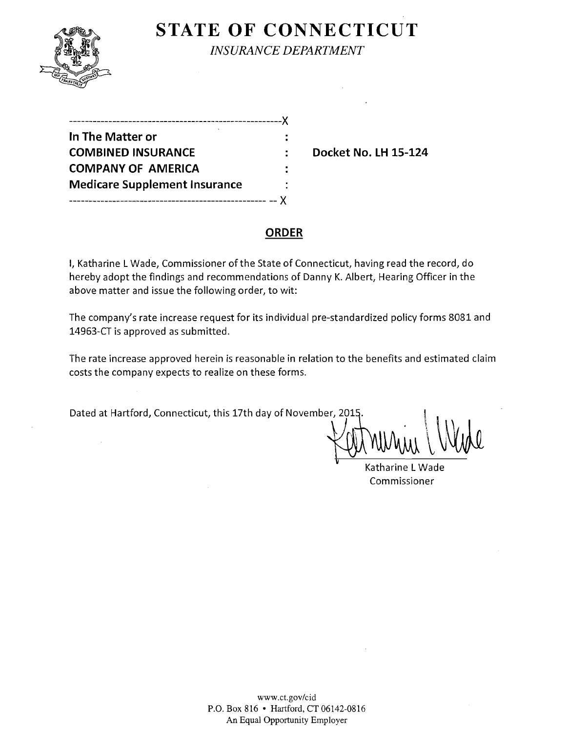# STATE OF CONNECTICUT

*INSURANCE DEPARTMENT*

---------------------------------------------------------X

| | | |
|---|---|---|
| **In The Matter or** | : | |
| **COMBINED INSURANCE** | : | **Docket No. LH 15-124** |
| **COMPANY OF AMERICA** | : | |
| **Medicare Supplement Insurance** | : | |

---------------------------------------------------------X

## ORDER

I, Katharine L Wade, Commissioner of the State of Connecticut, having read the record, do hereby adopt the findings and recommendations of Danny K. Albert, Hearing Officer in the above matter and issue the following order, to wit:

The company's rate increase request for its individual pre-standardized policy forms 8081 and 14963-CT is approved as submitted.

The rate increase approved herein is reasonable in relation to the benefits and estimated claim costs the company expects to realize on these forms.

Dated at Hartford, Connecticut, this 17th day of November, 2015.

Katharine L Wade
Commissioner

www.ct.gov/cid
P.O. Box 816 • Hartford, CT 06142-0816
An Equal Opportunity Employer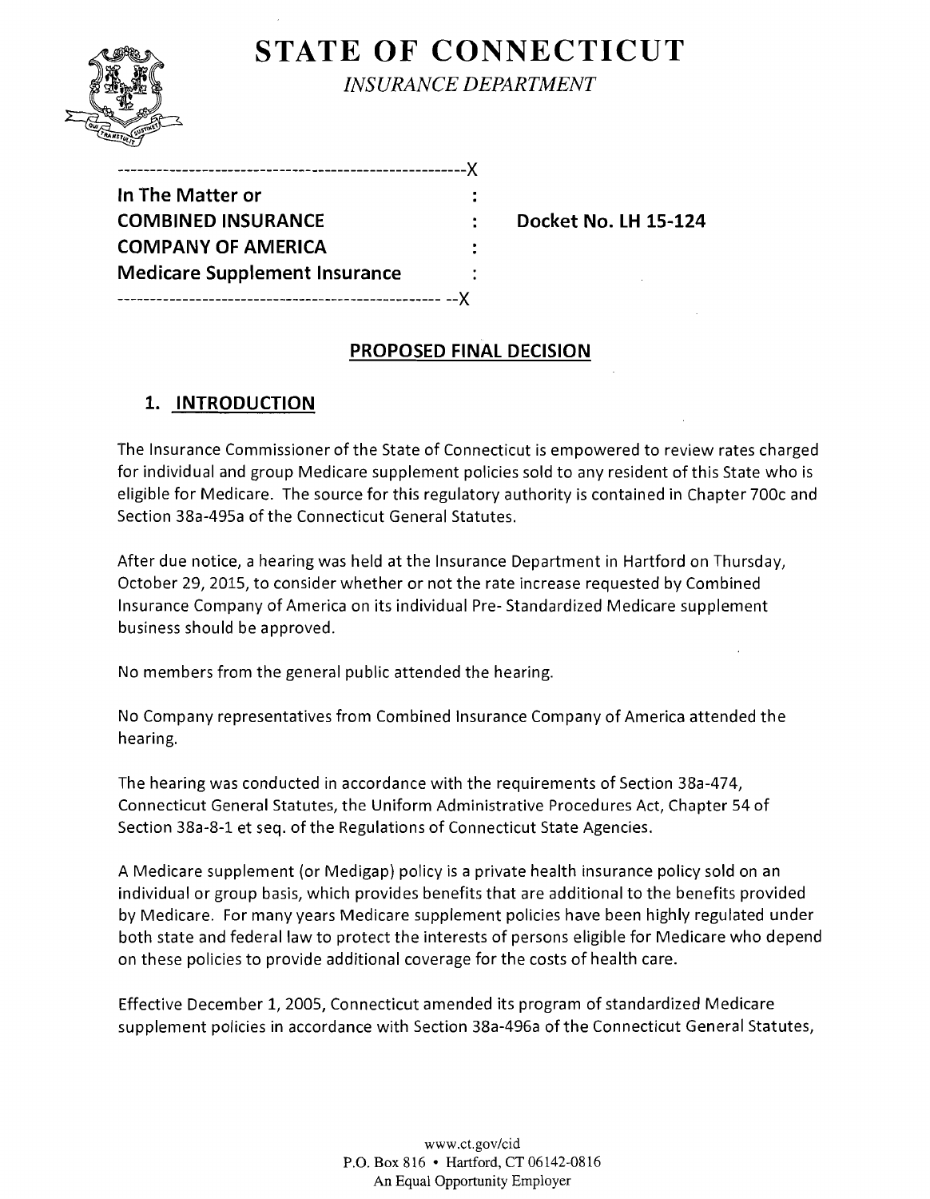# STATE OF CONNECTICUT

*INSURANCE DEPARTMENT*

```
------------------------------------------------------X
In The Matter or                                       :
COMBINED INSURANCE                                     :     Docket No. LH 15-124
COMPANY OF AMERICA                                     :
Medicare Supplement Insurance                          :
---------------------------------------------------- --X
```

## PROPOSED FINAL DECISION

### 1. INTRODUCTION

The Insurance Commissioner of the State of Connecticut is empowered to review rates charged for individual and group Medicare supplement policies sold to any resident of this State who is eligible for Medicare. The source for this regulatory authority is contained in Chapter 700c and Section 38a-495a of the Connecticut General Statutes.

After due notice, a hearing was held at the Insurance Department in Hartford on Thursday, October 29, 2015, to consider whether or not the rate increase requested by Combined Insurance Company of America on its individual Pre- Standardized Medicare supplement business should be approved.

No members from the general public attended the hearing.

No Company representatives from Combined Insurance Company of America attended the hearing.

The hearing was conducted in accordance with the requirements of Section 38a-474, Connecticut General Statutes, the Uniform Administrative Procedures Act, Chapter 54 of Section 38a-8-1 et seq. of the Regulations of Connecticut State Agencies.

A Medicare supplement (or Medigap) policy is a private health insurance policy sold on an individual or group basis, which provides benefits that are additional to the benefits provided by Medicare. For many years Medicare supplement policies have been highly regulated under both state and federal law to protect the interests of persons eligible for Medicare who depend on these policies to provide additional coverage for the costs of health care.

Effective December 1, 2005, Connecticut amended its program of standardized Medicare supplement policies in accordance with Section 38a-496a of the Connecticut General Statutes,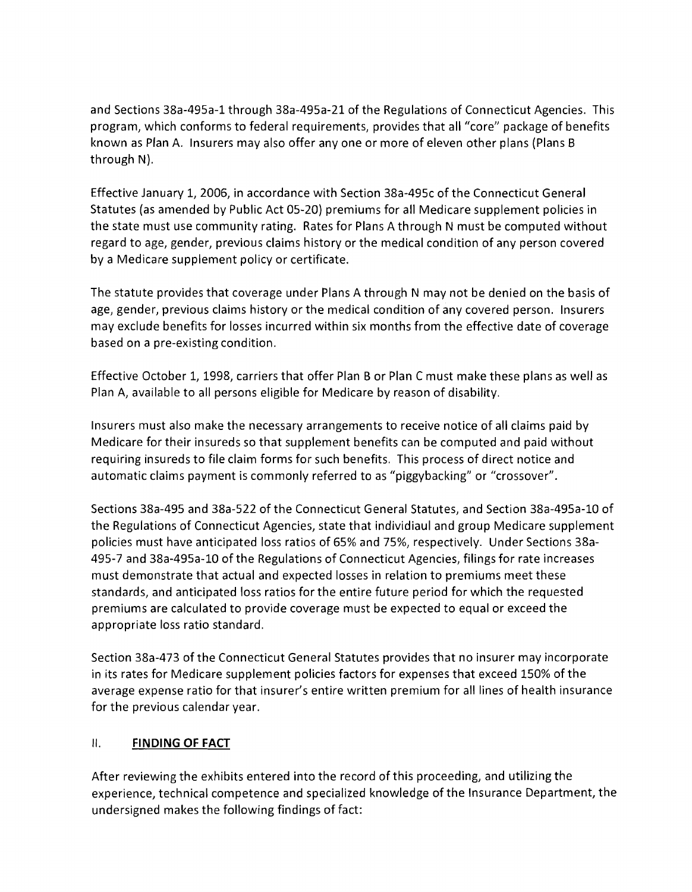and Sections 38a-495a-1 through 38a-495a-21 of the Regulations of Connecticut Agencies. This program, which conforms to federal requirements, provides that all "core" package of benefits known as Plan A. Insurers may also offer any one or more of eleven other plans (Plans B through N).

Effective January 1, 2006, in accordance with Section 38a-495c of the Connecticut General Statutes (as amended by Public Act 05-20) premiums for all Medicare supplement policies in the state must use community rating. Rates for Plans A through N must be computed without regard to age, gender, previous claims history or the medical condition of any person covered by a Medicare supplement policy or certificate.

The statute provides that coverage under Plans A through N may not be denied on the basis of age, gender, previous claims history or the medical condition of any covered person. Insurers may exclude benefits for losses incurred within six months from the effective date of coverage based on a pre-existing condition.

Effective October 1, 1998, carriers that offer Plan B or Plan C must make these plans as well as Plan A, available to all persons eligible for Medicare by reason of disability.

Insurers must also make the necessary arrangements to receive notice of all claims paid by Medicare for their insureds so that supplement benefits can be computed and paid without requiring insureds to file claim forms for such benefits. This process of direct notice and automatic claims payment is commonly referred to as "piggybacking" or "crossover".

Sections 38a-495 and 38a-522 of the Connecticut General Statutes, and Section 38a-495a-10 of the Regulations of Connecticut Agencies, state that individiaul and group Medicare supplement policies must have anticipated loss ratios of 65% and 75%, respectively. Under Sections 38a-495-7 and 38a-495a-10 of the Regulations of Connecticut Agencies, filings for rate increases must demonstrate that actual and expected losses in relation to premiums meet these standards, and anticipated loss ratios for the entire future period for which the requested premiums are calculated to provide coverage must be expected to equal or exceed the appropriate loss ratio standard.

Section 38a-473 of the Connecticut General Statutes provides that no insurer may incorporate in its rates for Medicare supplement policies factors for expenses that exceed 150% of the average expense ratio for that insurer's entire written premium for all lines of health insurance for the previous calendar year.

## II. FINDING OF FACT

After reviewing the exhibits entered into the record of this proceeding, and utilizing the experience, technical competence and specialized knowledge of the Insurance Department, the undersigned makes the following findings of fact: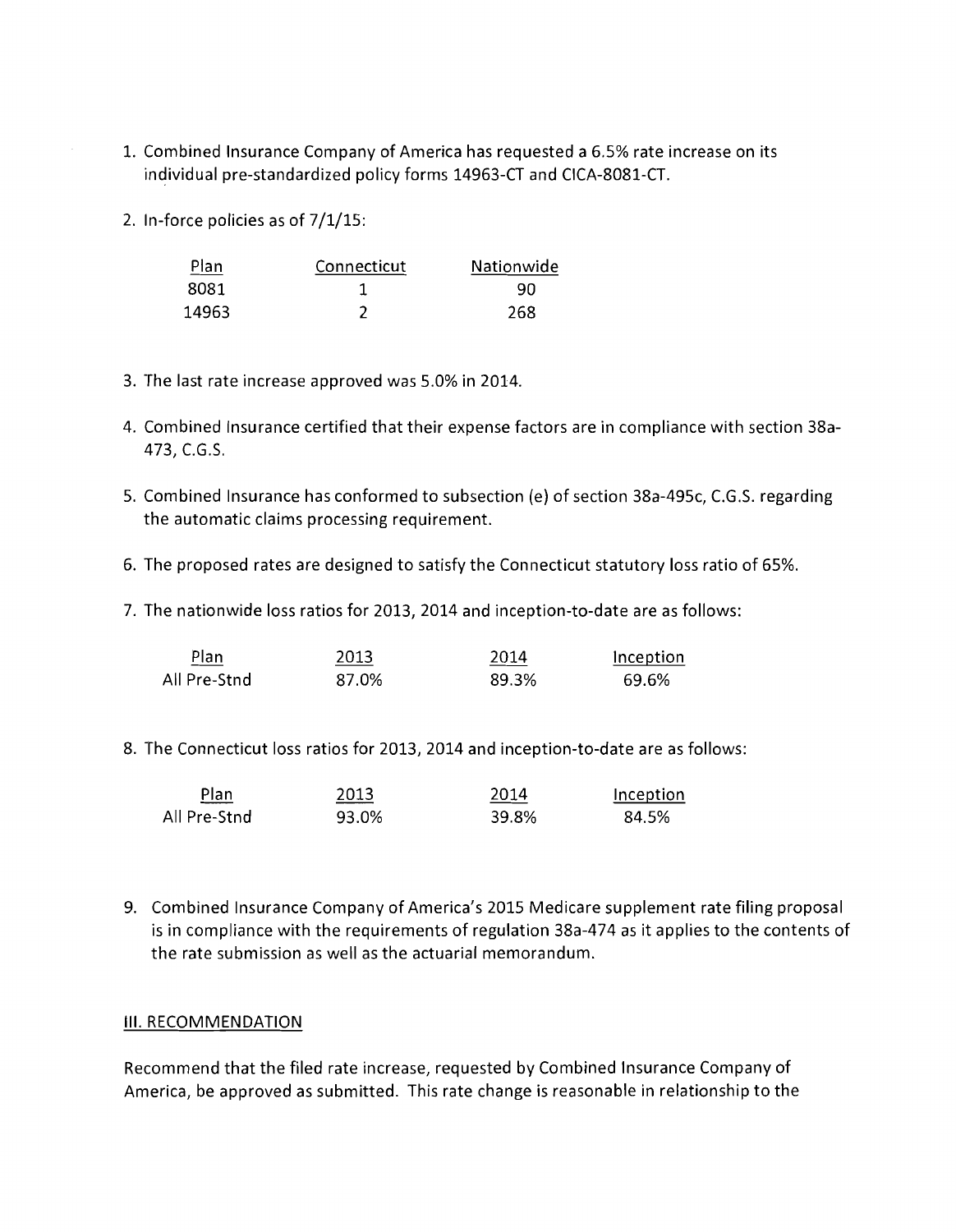1. Combined Insurance Company of America has requested a 6.5% rate increase on its individual pre-standardized policy forms 14963-CT and CICA-8081-CT.

2. In-force policies as of 7/1/15:

| Plan | Connecticut | Nationwide |
|---|---|---|
| 8081 | 1 | 90 |
| 14963 | 2 | 268 |

3. The last rate increase approved was 5.0% in 2014.

4. Combined Insurance certified that their expense factors are in compliance with section 38a-473, C.G.S.

5. Combined Insurance has conformed to subsection (e) of section 38a-495c, C.G.S. regarding the automatic claims processing requirement.

6. The proposed rates are designed to satisfy the Connecticut statutory loss ratio of 65%.

7. The nationwide loss ratios for 2013, 2014 and inception-to-date are as follows:

| Plan | 2013 | 2014 | Inception |
|---|---|---|---|
| All Pre-Stnd | 87.0% | 89.3% | 69.6% |

8. The Connecticut loss ratios for 2013, 2014 and inception-to-date are as follows:

| Plan | 2013 | 2014 | Inception |
|---|---|---|---|
| All Pre-Stnd | 93.0% | 39.8% | 84.5% |

9. Combined Insurance Company of America's 2015 Medicare supplement rate filing proposal is in compliance with the requirements of regulation 38a-474 as it applies to the contents of the rate submission as well as the actuarial memorandum.

## III. RECOMMENDATION

Recommend that the filed rate increase, requested by Combined Insurance Company of America, be approved as submitted. This rate change is reasonable in relationship to the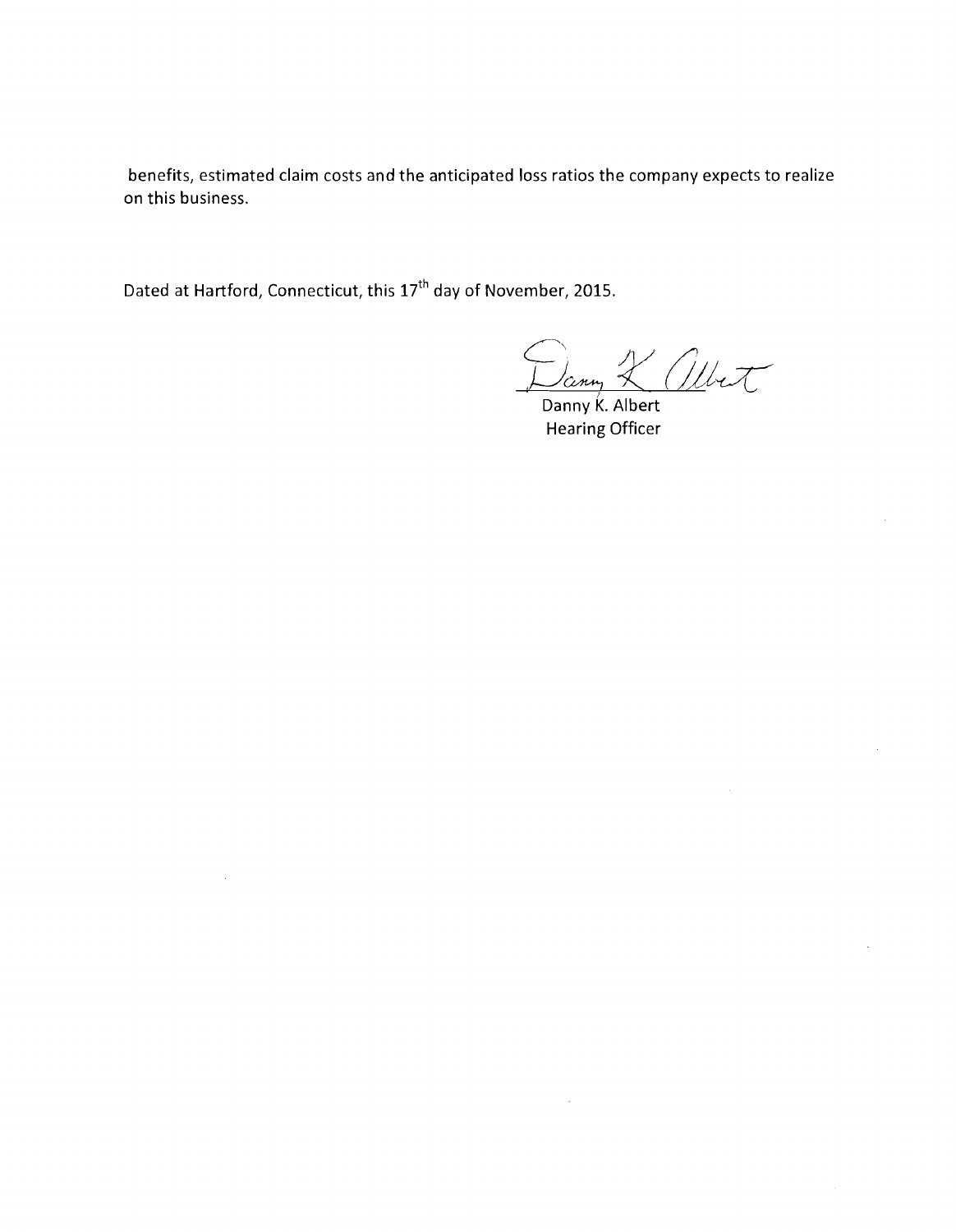benefits, estimated claim costs and the anticipated loss ratios the company expects to realize on this business.

Dated at Hartford, Connecticut, this 17th day of November, 2015.

Danny K. Albert
Hearing Officer